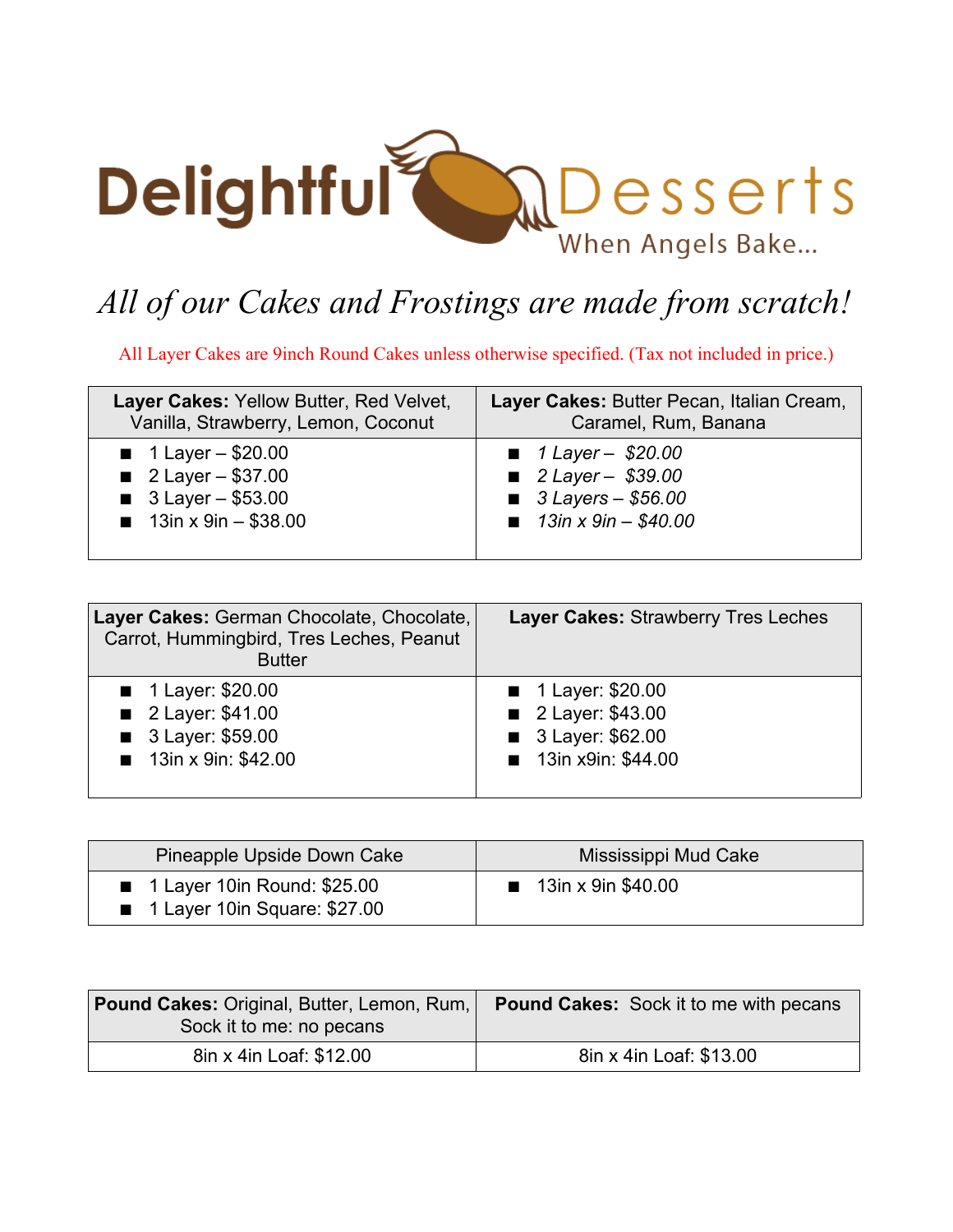# Delightful Desserts

When Angels Bake...

*All of our Cakes and Frostings are made from scratch!*

All Layer Cakes are 9inch Round Cakes unless otherwise specified. (Tax not included in price.)

| **Layer Cakes:** Yellow Butter, Red Velvet, Vanilla, Strawberry, Lemon, Coconut | **Layer Cakes:** Butter Pecan, Italian Cream, Caramel, Rum, Banana |
|---|---|
| ■ 1 Layer – $20.00<br>■ 2 Layer – $37.00<br>■ 3 Layer – $53.00<br>■ 13in x 9in – $38.00 | ■ *1 Layer – $20.00*<br>■ *2 Layer – $39.00*<br>■ *3 Layers – $56.00*<br>■ *13in x 9in – $40.00* |

| **Layer Cakes:** German Chocolate, Chocolate, Carrot, Hummingbird, Tres Leches, Peanut Butter | **Layer Cakes:** Strawberry Tres Leches |
|---|---|
| ■ 1 Layer: $20.00<br>■ 2 Layer: $41.00<br>■ 3 Layer: $59.00<br>■ 13in x 9in: $42.00 | ■ 1 Layer: $20.00<br>■ 2 Layer: $43.00<br>■ 3 Layer: $62.00<br>■ 13in x9in: $44.00 |

| Pineapple Upside Down Cake | Mississippi Mud Cake |
|---|---|
| ■ 1 Layer 10in Round: $25.00<br>■ 1 Layer 10in Square: $27.00 | ■ 13in x 9in $40.00 |

| **Pound Cakes:** Original, Butter, Lemon, Rum, Sock it to me: no pecans | **Pound Cakes:** Sock it to me with pecans |
|---|---|
| 8in x 4in Loaf: $12.00 | 8in x 4in Loaf: $13.00 |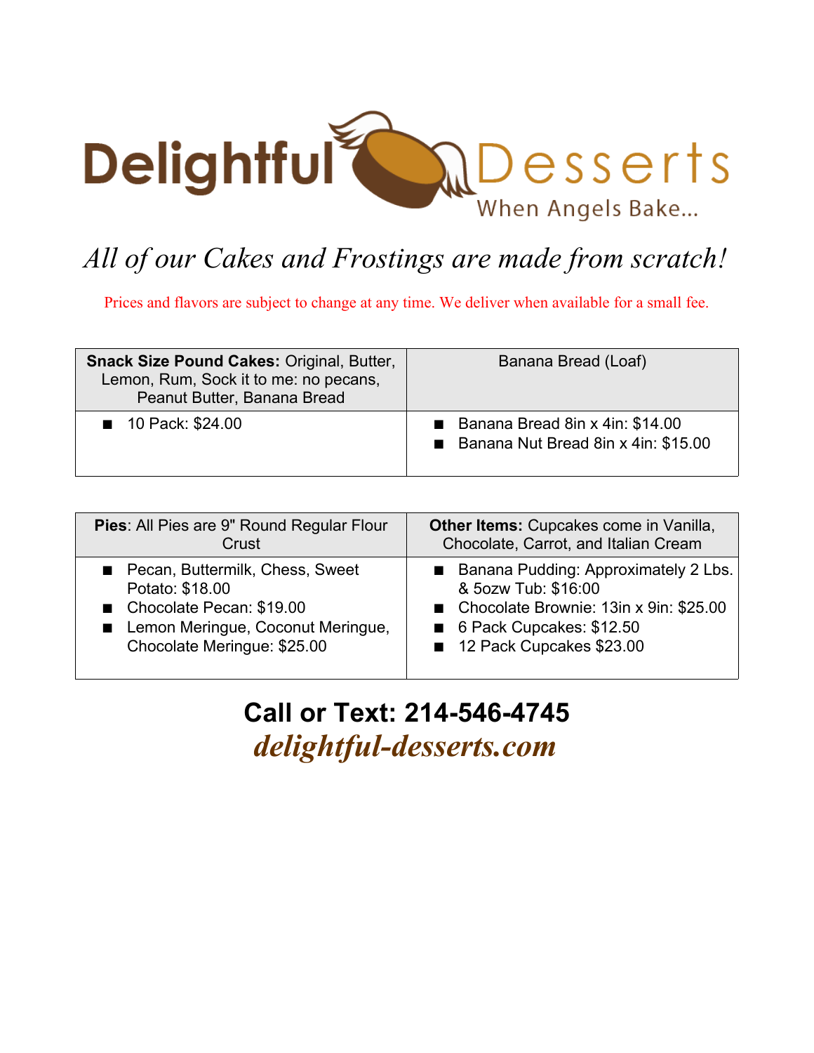# Delightful Desserts

When Angels Bake...

*All of our Cakes and Frostings are made from scratch!*

Prices and flavors are subject to change at any time. We deliver when available for a small fee.

| **Snack Size Pound Cakes:** Original, Butter, Lemon, Rum, Sock it to me: no pecans, Peanut Butter, Banana Bread | Banana Bread (Loaf) |
|---|---|
| ■ 10 Pack: $24.00 | ■ Banana Bread 8in x 4in: $14.00<br>■ Banana Nut Bread 8in x 4in: $15.00 |

| **Pies**: All Pies are 9" Round Regular Flour Crust | **Other Items:** Cupcakes come in Vanilla, Chocolate, Carrot, and Italian Cream |
|---|---|
| ■ Pecan, Buttermilk, Chess, Sweet Potato: $18.00<br>■ Chocolate Pecan: $19.00<br>■ Lemon Meringue, Coconut Meringue, Chocolate Meringue: $25.00 | ■ Banana Pudding: Approximately 2 Lbs. & 5ozw Tub: $16:00<br>■ Chocolate Brownie: 13in x 9in: $25.00<br>■ 6 Pack Cupcakes: $12.50<br>■ 12 Pack Cupcakes $23.00 |

**Call or Text: 214-546-4745**

***delightful-desserts.com***